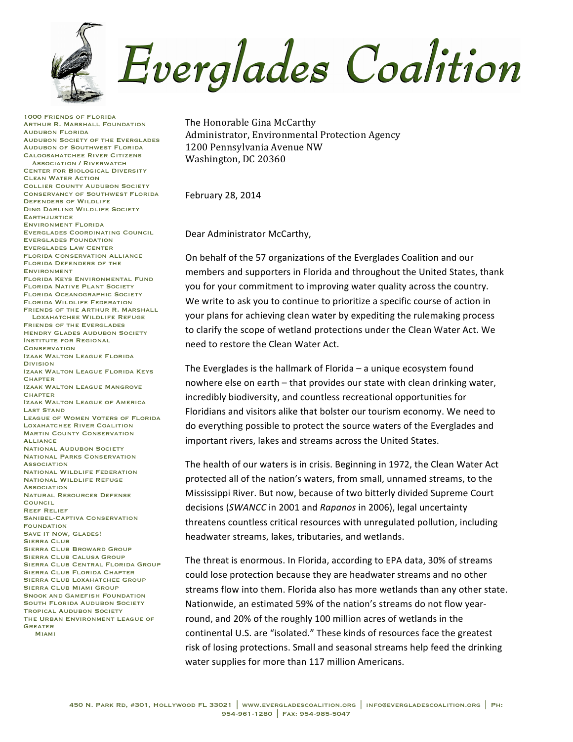# Everglades Coalition

1000 Friends of Florida
Arthur R. Marshall Foundation
Audubon Florida
Audubon Society of the Everglades
Audubon of Southwest Florida
Caloosahatchee River Citizens Association / Riverwatch
Center for Biological Diversity
Clean Water Action
Collier County Audubon Society
Conservancy of Southwest Florida
Defenders of Wildlife
Ding Darling Wildlife Society
Earthjustice
Environment Florida
Everglades Coordinating Council
Everglades Foundation
Everglades Law Center
Florida Conservation Alliance
Florida Defenders of the Environment
Florida Keys Environmental Fund
Florida Native Plant Society
Florida Oceanographic Society
Florida Wildlife Federation
Friends of the Arthur R. Marshall Loxahatchee Wildlife Refuge
Friends of the Everglades
Hendry Glades Audubon Society
Institute for Regional Conservation
Izaak Walton League Florida Division
Izaak Walton League Florida Keys Chapter
Izaak Walton League Mangrove Chapter
Izaak Walton League of America
Last Stand
League of Women Voters of Florida
Loxahatchee River Coalition
Martin County Conservation Alliance
National Audubon Society
National Parks Conservation Association
National Wildlife Federation
National Wildlife Refuge Association
Natural Resources Defense Council
Reef Relief
Sanibel-Captiva Conservation Foundation
Save It Now, Glades!
Sierra Club
Sierra Club Broward Group
Sierra Club Calusa Group
Sierra Club Central Florida Group
Sierra Club Florida Chapter
Sierra Club Loxahatchee Group
Sierra Club Miami Group
Snook and Gamefish Foundation
South Florida Audubon Society
Tropical Audubon Society
The Urban Environment League of Greater Miami

The Honorable Gina McCarthy
Administrator, Environmental Protection Agency
1200 Pennsylvania Avenue NW
Washington, DC 20360

February 28, 2014

Dear Administrator McCarthy,

On behalf of the 57 organizations of the Everglades Coalition and our members and supporters in Florida and throughout the United States, thank you for your commitment to improving water quality across the country. We write to ask you to continue to prioritize a specific course of action in your plans for achieving clean water by expediting the rulemaking process to clarify the scope of wetland protections under the Clean Water Act. We need to restore the Clean Water Act.

The Everglades is the hallmark of Florida – a unique ecosystem found nowhere else on earth – that provides our state with clean drinking water, incredibly biodiversity, and countless recreational opportunities for Floridians and visitors alike that bolster our tourism economy. We need to do everything possible to protect the source waters of the Everglades and important rivers, lakes and streams across the United States.

The health of our waters is in crisis. Beginning in 1972, the Clean Water Act protected all of the nation's waters, from small, unnamed streams, to the Mississippi River. But now, because of two bitterly divided Supreme Court decisions (*SWANCC* in 2001 and *Rapanos* in 2006), legal uncertainty threatens countless critical resources with unregulated pollution, including headwater streams, lakes, tributaries, and wetlands.

The threat is enormous. In Florida, according to EPA data, 30% of streams could lose protection because they are headwater streams and no other streams flow into them. Florida also has more wetlands than any other state. Nationwide, an estimated 59% of the nation's streams do not flow year-round, and 20% of the roughly 100 million acres of wetlands in the continental U.S. are "isolated." These kinds of resources face the greatest risk of losing protections. Small and seasonal streams help feed the drinking water supplies for more than 117 million Americans.

450 N. Park Rd, #301, Hollywood FL 33021 | www.evergladescoalition.org | info@evergladescoalition.org | Ph: 954-961-1280 | Fax: 954-985-5047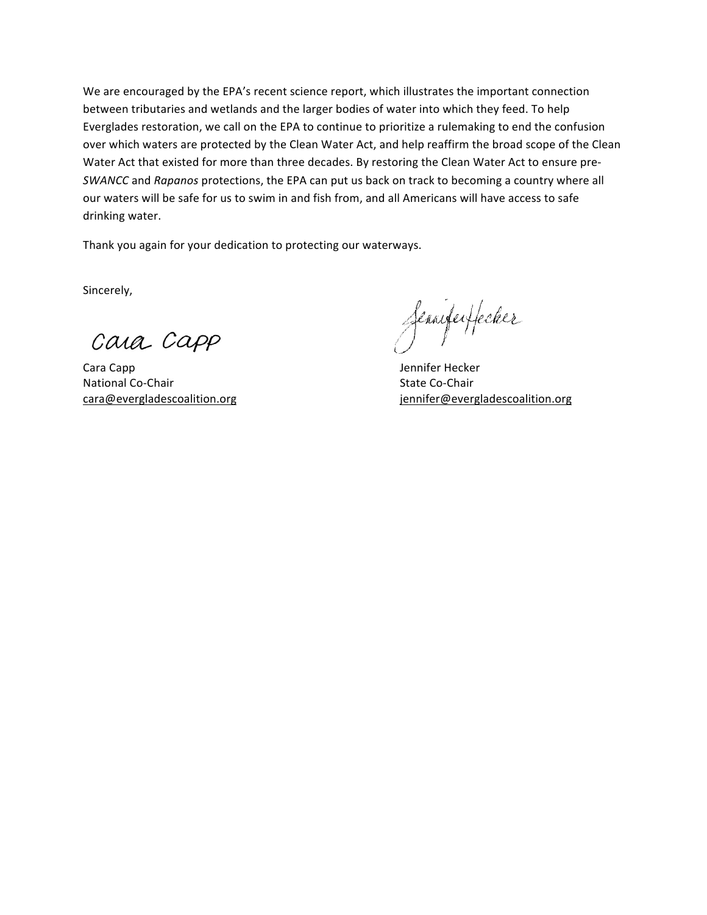We are encouraged by the EPA's recent science report, which illustrates the important connection between tributaries and wetlands and the larger bodies of water into which they feed. To help Everglades restoration, we call on the EPA to continue to prioritize a rulemaking to end the confusion over which waters are protected by the Clean Water Act, and help reaffirm the broad scope of the Clean Water Act that existed for more than three decades. By restoring the Clean Water Act to ensure pre-*SWANCC* and *Rapanos* protections, the EPA can put us back on track to becoming a country where all our waters will be safe for us to swim in and fish from, and all Americans will have access to safe drinking water.

Thank you again for your dedication to protecting our waterways.

Sincerely,

Cara Capp
National Co-Chair
cara@evergladescoalition.org

Jennifer Hecker
State Co-Chair
jennifer@evergladescoalition.org